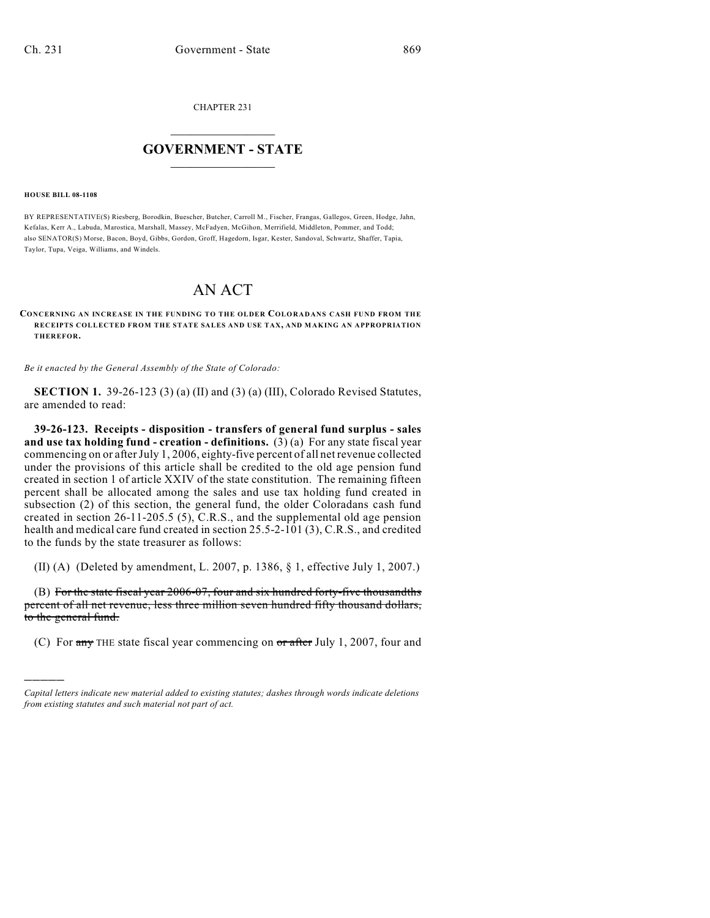CHAPTER 231

# GOVERNMENT - STATE

**HOUSE BILL 08-1108**

BY REPRESENTATIVE(S) Riesberg, Borodkin, Buescher, Butcher, Carroll M., Fischer, Frangas, Gallegos, Green, Hodge, Jahn, Kefalas, Kerr A., Labuda, Marostica, Marshall, Massey, McFadyen, McGihon, Merrifield, Middleton, Pommer, and Todd; also SENATOR(S) Morse, Bacon, Boyd, Gibbs, Gordon, Groff, Hagedorn, Isgar, Kester, Sandoval, Schwartz, Shaffer, Tapia, Taylor, Tupa, Veiga, Williams, and Windels.

# AN ACT

**CONCERNING AN INCREASE IN THE FUNDING TO THE OLDER COLORADANS CASH FUND FROM THE RECEIPTS COLLECTED FROM THE STATE SALES AND USE TAX, AND MAKING AN APPROPRIATION THEREFOR.**

*Be it enacted by the General Assembly of the State of Colorado:*

**SECTION 1.** 39-26-123 (3) (a) (II) and (3) (a) (III), Colorado Revised Statutes, are amended to read:

**39-26-123. Receipts - disposition - transfers of general fund surplus - sales and use tax holding fund - creation - definitions.** (3) (a) For any state fiscal year commencing on or after July 1, 2006, eighty-five percent of all net revenue collected under the provisions of this article shall be credited to the old age pension fund created in section 1 of article XXIV of the state constitution. The remaining fifteen percent shall be allocated among the sales and use tax holding fund created in subsection (2) of this section, the general fund, the older Coloradans cash fund created in section 26-11-205.5 (5), C.R.S., and the supplemental old age pension health and medical care fund created in section 25.5-2-101 (3), C.R.S., and credited to the funds by the state treasurer as follows:

(II) (A) (Deleted by amendment, L. 2007, p. 1386, § 1, effective July 1, 2007.)

(B) ~~For the state fiscal year 2006-07, four and six hundred forty-five thousandths percent of all net revenue, less three million seven hundred fifty thousand dollars, to the general fund.~~

(C) For ~~any~~ THE state fiscal year commencing on ~~or after~~ July 1, 2007, four and

*Capital letters indicate new material added to existing statutes; dashes through words indicate deletions from existing statutes and such material not part of act.*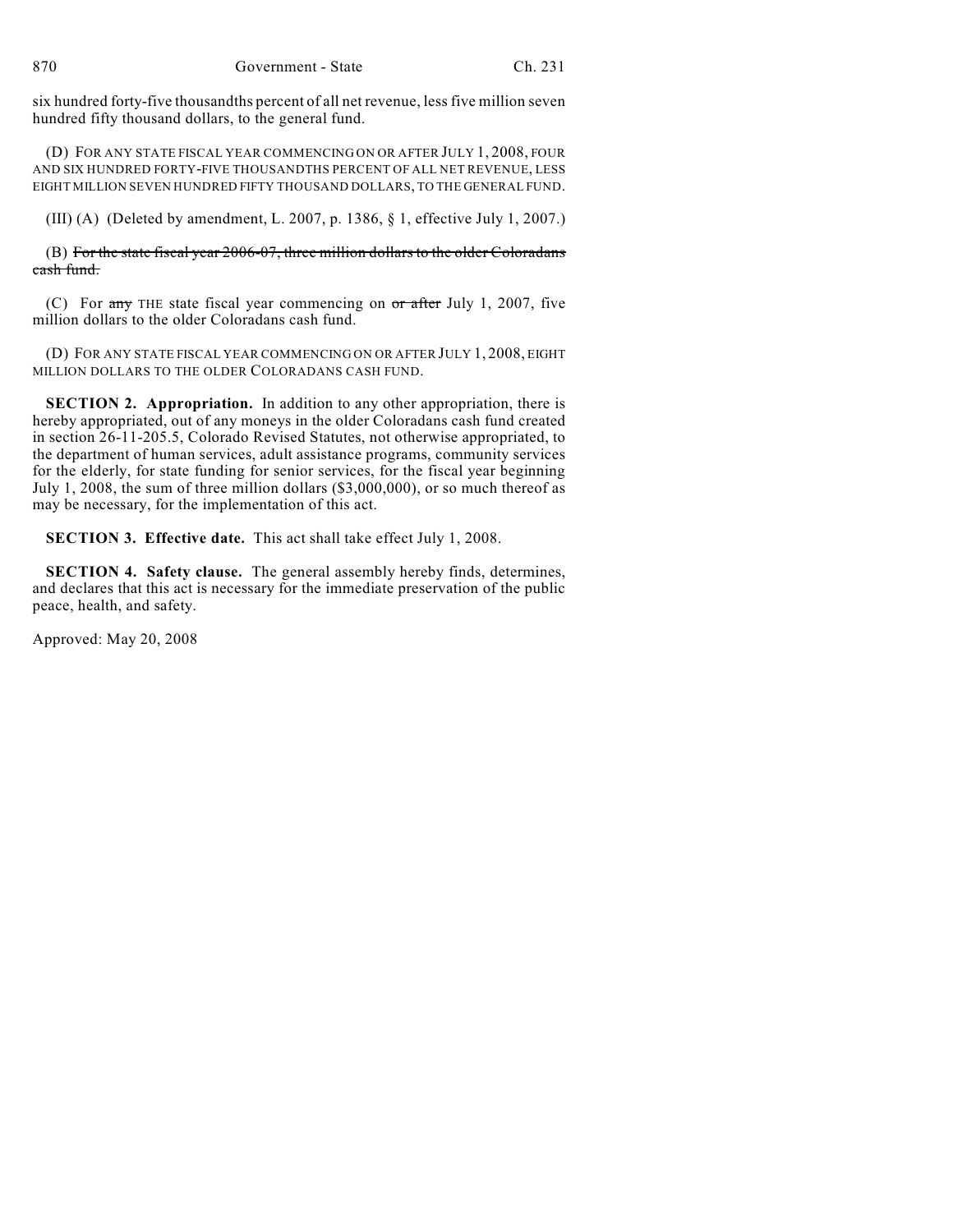six hundred forty-five thousandths percent of all net revenue, less five million seven hundred fifty thousand dollars, to the general fund.

(D) FOR ANY STATE FISCAL YEAR COMMENCING ON OR AFTER JULY 1, 2008, FOUR AND SIX HUNDRED FORTY-FIVE THOUSANDTHS PERCENT OF ALL NET REVENUE, LESS EIGHT MILLION SEVEN HUNDRED FIFTY THOUSAND DOLLARS, TO THE GENERAL FUND.

(III) (A) (Deleted by amendment, L. 2007, p. 1386, § 1, effective July 1, 2007.)

(B) ~~For the state fiscal year 2006-07, three million dollars to the older Coloradans cash fund.~~

(C) For ~~any~~ THE state fiscal year commencing on ~~or after~~ July 1, 2007, five million dollars to the older Coloradans cash fund.

(D) FOR ANY STATE FISCAL YEAR COMMENCING ON OR AFTER JULY 1, 2008, EIGHT MILLION DOLLARS TO THE OLDER COLORADANS CASH FUND.

**SECTION 2. Appropriation.** In addition to any other appropriation, there is hereby appropriated, out of any moneys in the older Coloradans cash fund created in section 26-11-205.5, Colorado Revised Statutes, not otherwise appropriated, to the department of human services, adult assistance programs, community services for the elderly, for state funding for senior services, for the fiscal year beginning July 1, 2008, the sum of three million dollars ($3,000,000), or so much thereof as may be necessary, for the implementation of this act.

**SECTION 3. Effective date.** This act shall take effect July 1, 2008.

**SECTION 4. Safety clause.** The general assembly hereby finds, determines, and declares that this act is necessary for the immediate preservation of the public peace, health, and safety.

Approved: May 20, 2008